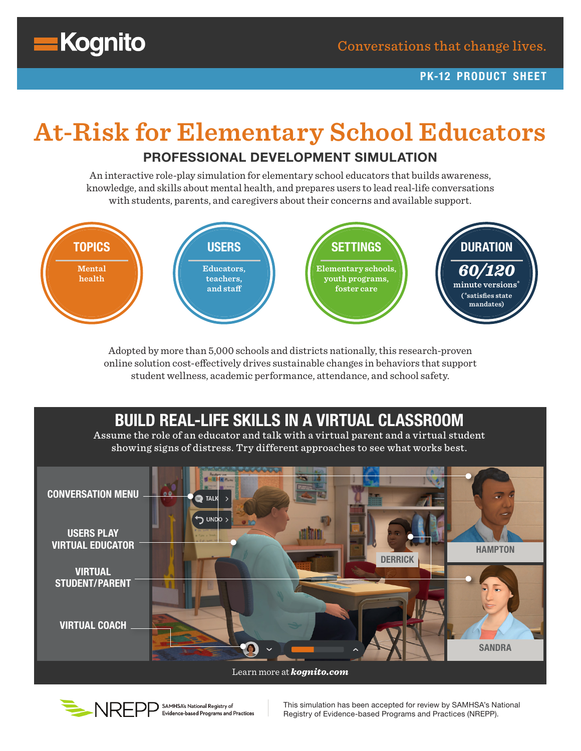Kognito

Conversations that change lives.

PK-12 PRODUCT SHEET

# At-Risk for Elementary School Educators

## PROFESSIONAL DEVELOPMENT SIMULATION

An interactive role-play simulation for elementary school educators that builds awareness, knowledge, and skills about mental health, and prepares users to lead real-life conversations with students, parents, and caregivers about their concerns and available support.

**TOPICS**
Mental health

**USERS**
Educators, teachers, and staff

**SETTINGS**
Elementary schools, youth programs, foster care

**DURATION**
***60/120***
minute versions*
(*satisfies state mandates)

Adopted by more than 5,000 schools and districts nationally, this research-proven online solution cost-effectively drives sustainable changes in behaviors that support student wellness, academic performance, attendance, and school safety.

## BUILD REAL-LIFE SKILLS IN A VIRTUAL CLASSROOM

Assume the role of an educator and talk with a virtual parent and a virtual student showing signs of distress. Try different approaches to see what works best.

- CONVERSATION MENU
- USERS PLAY VIRTUAL EDUCATOR
- VIRTUAL STUDENT/PARENT
- VIRTUAL COACH

TALK
UNDO
DERRICK
HAMPTON
SANDRA

Learn more at ***kognito.com***

NREPP SAMHSA's National Registry of Evidence-based Programs and Practices

This simulation has been accepted for review by SAMHSA's National Registry of Evidence-based Programs and Practices (NREPP).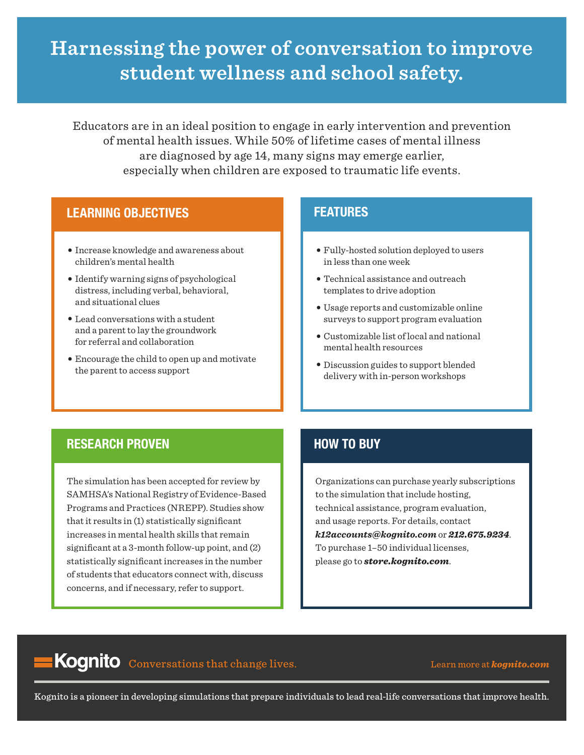# Harnessing the power of conversation to improve student wellness and school safety.

Educators are in an ideal position to engage in early intervention and prevention of mental health issues. While 50% of lifetime cases of mental illness are diagnosed by age 14, many signs may emerge earlier, especially when children are exposed to traumatic life events.

## LEARNING OBJECTIVES

- Increase knowledge and awareness about children's mental health
- Identify warning signs of psychological distress, including verbal, behavioral, and situational clues
- Lead conversations with a student and a parent to lay the groundwork for referral and collaboration
- Encourage the child to open up and motivate the parent to access support

## FEATURES

- Fully-hosted solution deployed to users in less than one week
- Technical assistance and outreach templates to drive adoption
- Usage reports and customizable online surveys to support program evaluation
- Customizable list of local and national mental health resources
- Discussion guides to support blended delivery with in-person workshops

## RESEARCH PROVEN

The simulation has been accepted for review by SAMHSA's National Registry of Evidence-Based Programs and Practices (NREPP). Studies show that it results in (1) statistically significant increases in mental health skills that remain significant at a 3-month follow-up point, and (2) statistically significant increases in the number of students that educators connect with, discuss concerns, and if necessary, refer to support.

## HOW TO BUY

Organizations can purchase yearly subscriptions to the simulation that include hosting, technical assistance, program evaluation, and usage reports. For details, contact ***k12accounts@kognito.com*** or ***212.675.9234***. To purchase 1–50 individual licenses, please go to ***store.kognito.com***.

**Kognito** Conversations that change lives.

Learn more at ***kognito.com***

Kognito is a pioneer in developing simulations that prepare individuals to lead real-life conversations that improve health.